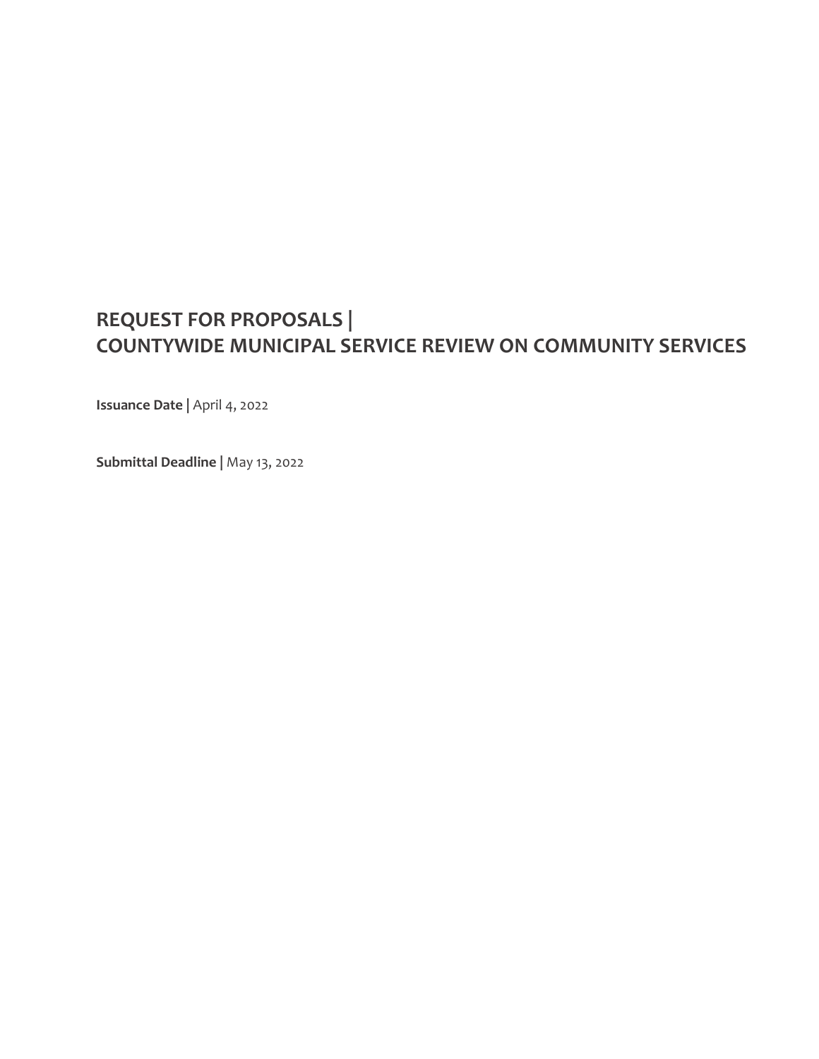# REQUEST FOR PROPOSALS |
# COUNTYWIDE MUNICIPAL SERVICE REVIEW ON COMMUNITY SERVICES

**Issuance Date |** April 4, 2022

**Submittal Deadline |** May 13, 2022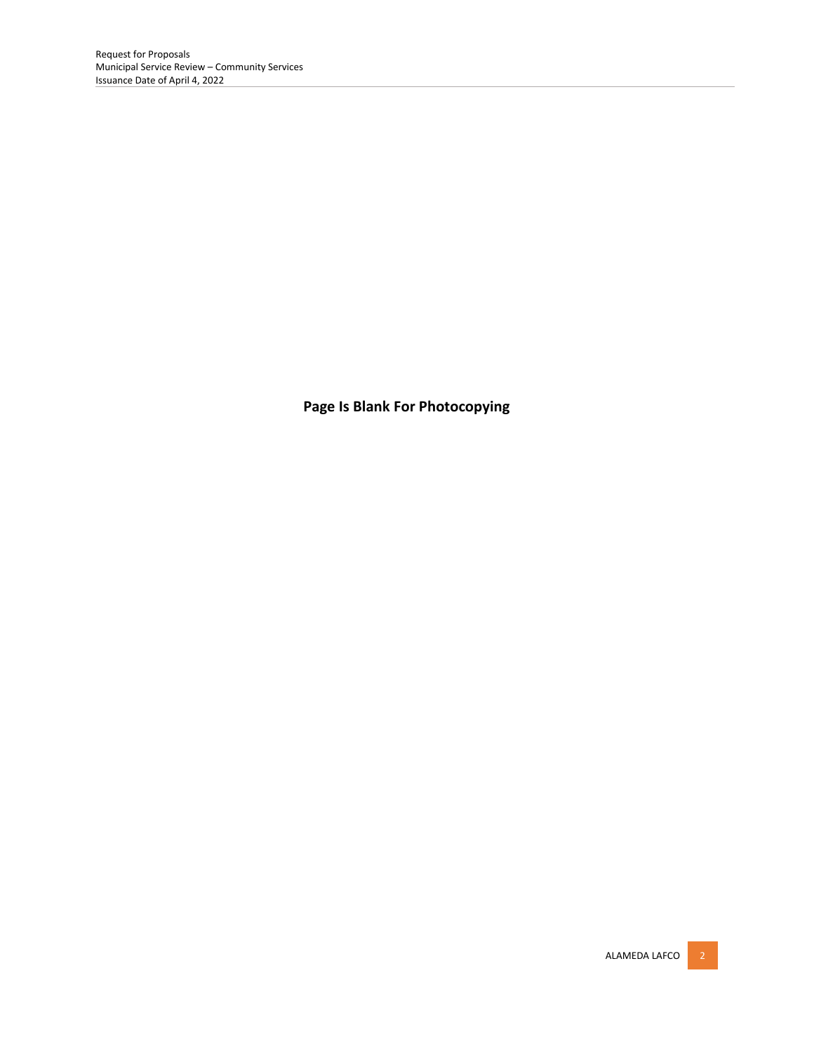**Page Is Blank For Photocopying**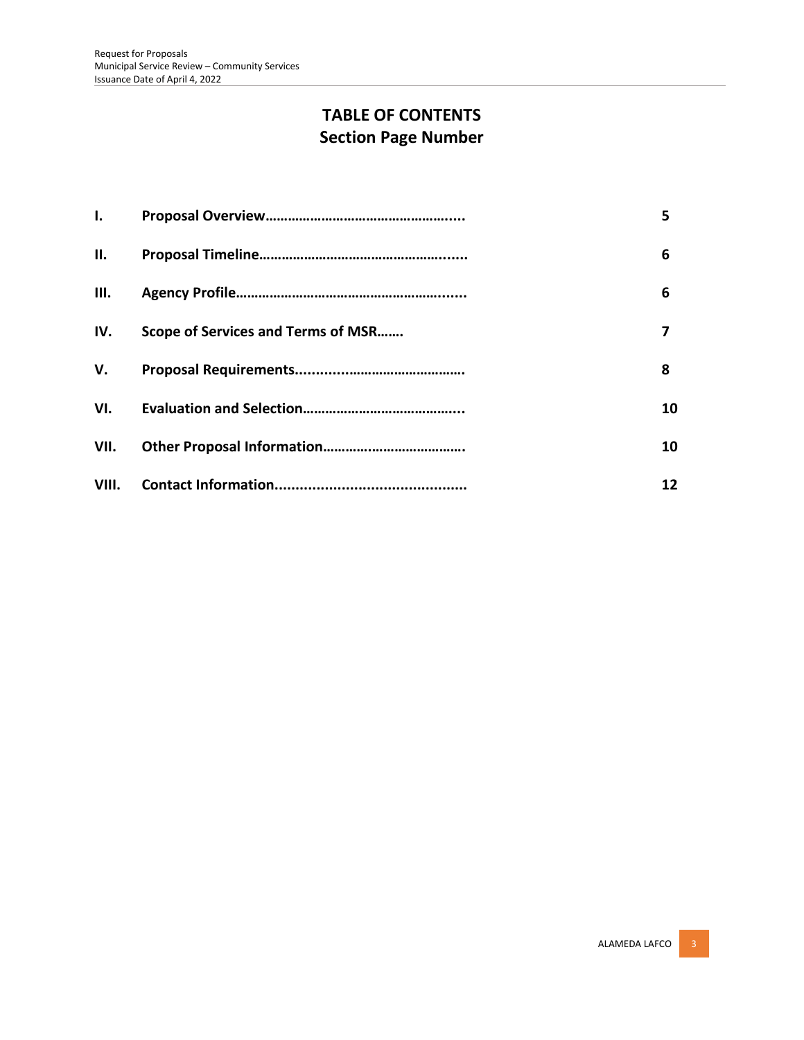# TABLE OF CONTENTS

## Section Page Number

| | | |
|---|---|---|
| **I.** | **Proposal Overview……………………………………………...** | **5** |
| **II.** | **Proposal Timeline……………………………………………......** | **6** |
| **III.** | **Agency Profile…………………………………………………......** | **6** |
| **IV.** | **Scope of Services and Terms of MSR…….** | **7** |
| **V.** | **Proposal Requirements...........……………………………** | **8** |
| **VI.** | **Evaluation and Selection…………………………………...** | **10** |
| **VII.** | **Other Proposal Information……………………………….** | **10** |
| **VIII.** | **Contact Information.............................................** | **12** |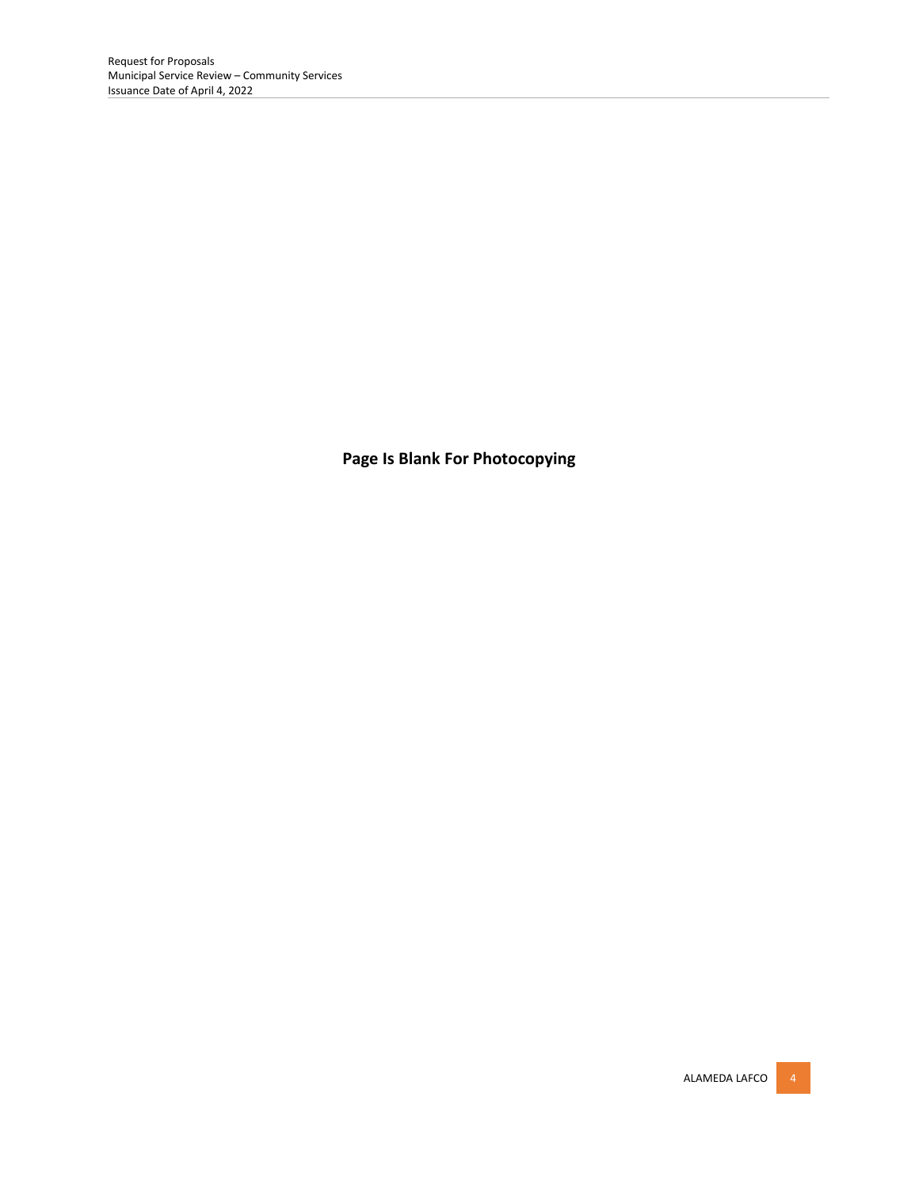**Page Is Blank For Photocopying**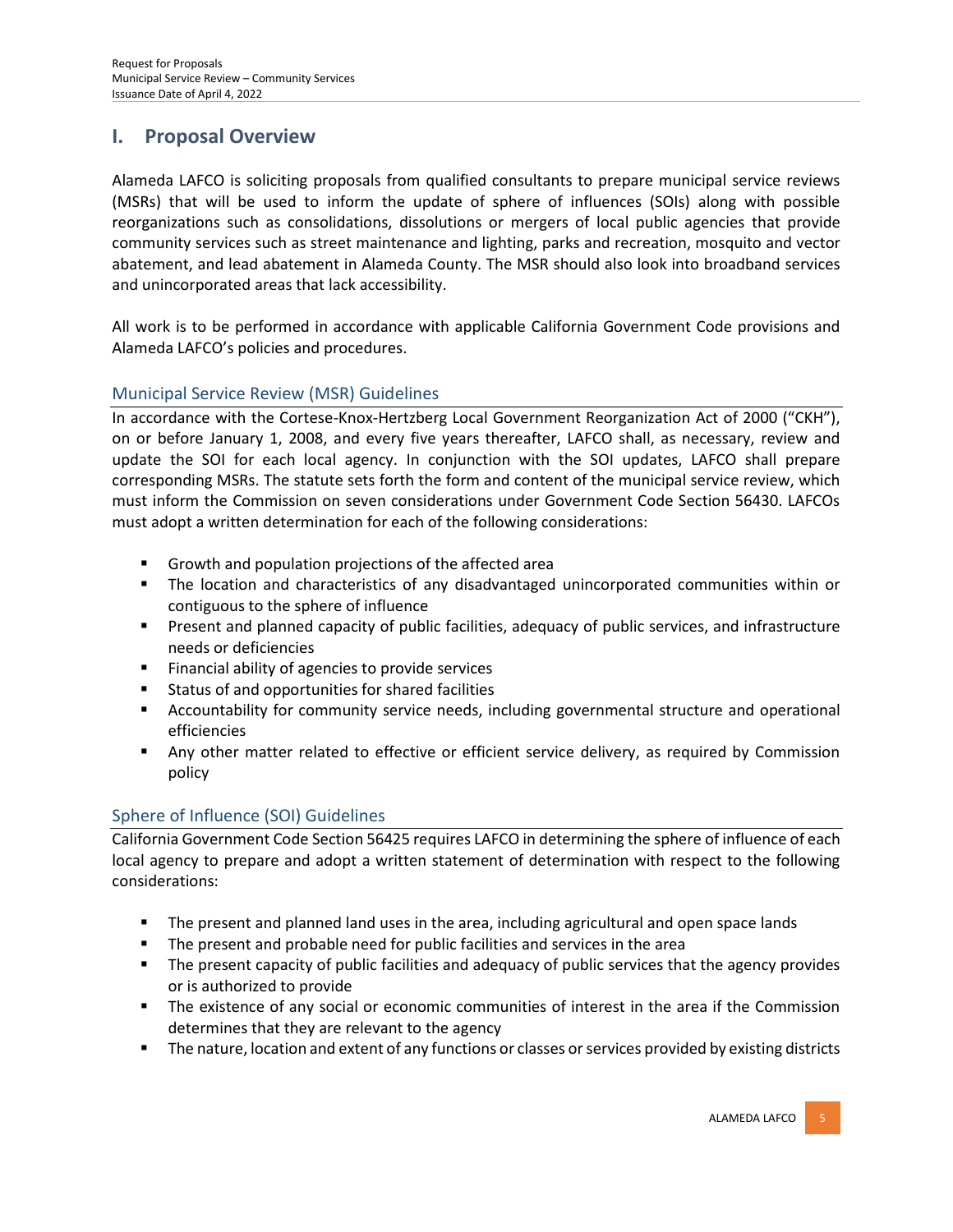# I. Proposal Overview

Alameda LAFCO is soliciting proposals from qualified consultants to prepare municipal service reviews (MSRs) that will be used to inform the update of sphere of influences (SOIs) along with possible reorganizations such as consolidations, dissolutions or mergers of local public agencies that provide community services such as street maintenance and lighting, parks and recreation, mosquito and vector abatement, and lead abatement in Alameda County. The MSR should also look into broadband services and unincorporated areas that lack accessibility.

All work is to be performed in accordance with applicable California Government Code provisions and Alameda LAFCO's policies and procedures.

## Municipal Service Review (MSR) Guidelines

In accordance with the Cortese-Knox-Hertzberg Local Government Reorganization Act of 2000 ("CKH"), on or before January 1, 2008, and every five years thereafter, LAFCO shall, as necessary, review and update the SOI for each local agency. In conjunction with the SOI updates, LAFCO shall prepare corresponding MSRs. The statute sets forth the form and content of the municipal service review, which must inform the Commission on seven considerations under Government Code Section 56430. LAFCOs must adopt a written determination for each of the following considerations:

- Growth and population projections of the affected area
- The location and characteristics of any disadvantaged unincorporated communities within or contiguous to the sphere of influence
- Present and planned capacity of public facilities, adequacy of public services, and infrastructure needs or deficiencies
- Financial ability of agencies to provide services
- Status of and opportunities for shared facilities
- Accountability for community service needs, including governmental structure and operational efficiencies
- Any other matter related to effective or efficient service delivery, as required by Commission policy

## Sphere of Influence (SOI) Guidelines

California Government Code Section 56425 requires LAFCO in determining the sphere of influence of each local agency to prepare and adopt a written statement of determination with respect to the following considerations:

- The present and planned land uses in the area, including agricultural and open space lands
- The present and probable need for public facilities and services in the area
- The present capacity of public facilities and adequacy of public services that the agency provides or is authorized to provide
- The existence of any social or economic communities of interest in the area if the Commission determines that they are relevant to the agency
- The nature, location and extent of any functions or classes or services provided by existing districts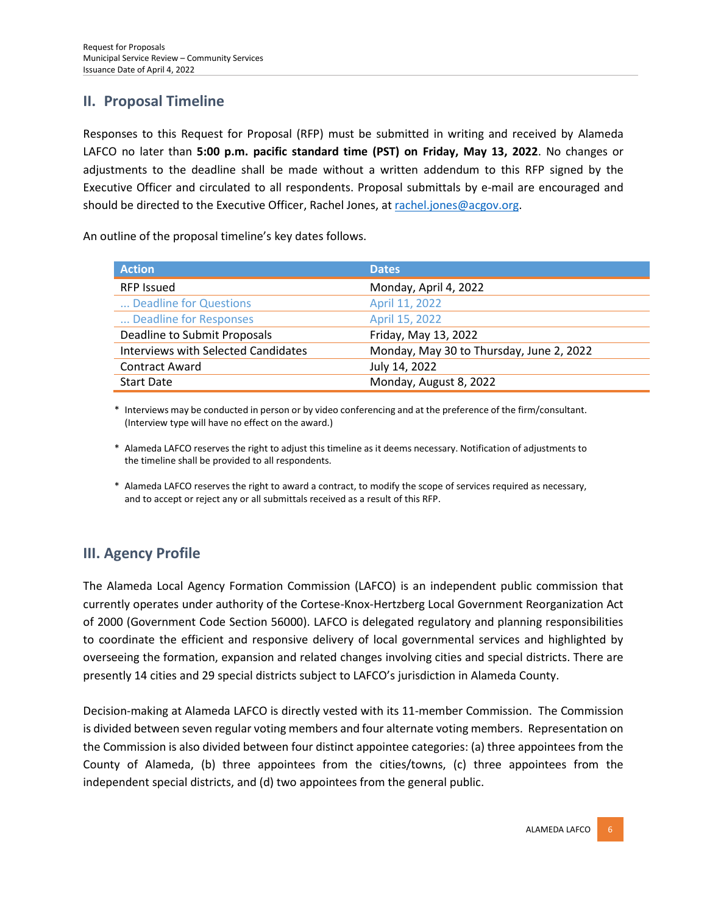## II. Proposal Timeline

Responses to this Request for Proposal (RFP) must be submitted in writing and received by Alameda LAFCO no later than **5:00 p.m. pacific standard time (PST) on Friday, May 13, 2022**. No changes or adjustments to the deadline shall be made without a written addendum to this RFP signed by the Executive Officer and circulated to all respondents. Proposal submittals by e-mail are encouraged and should be directed to the Executive Officer, Rachel Jones, at rachel.jones@acgov.org.

An outline of the proposal timeline's key dates follows.

| Action | Dates |
|---|---|
| RFP Issued | Monday, April 4, 2022 |
| ... Deadline for Questions | April 11, 2022 |
| ... Deadline for Responses | April 15, 2022 |
| Deadline to Submit Proposals | Friday, May 13, 2022 |
| Interviews with Selected Candidates | Monday, May 30 to Thursday, June 2, 2022 |
| Contract Award | July 14, 2022 |
| Start Date | Monday, August 8, 2022 |

\* Interviews may be conducted in person or by video conferencing and at the preference of the firm/consultant. (Interview type will have no effect on the award.)

\* Alameda LAFCO reserves the right to adjust this timeline as it deems necessary. Notification of adjustments to the timeline shall be provided to all respondents.

\* Alameda LAFCO reserves the right to award a contract, to modify the scope of services required as necessary, and to accept or reject any or all submittals received as a result of this RFP.

## III. Agency Profile

The Alameda Local Agency Formation Commission (LAFCO) is an independent public commission that currently operates under authority of the Cortese-Knox-Hertzberg Local Government Reorganization Act of 2000 (Government Code Section 56000). LAFCO is delegated regulatory and planning responsibilities to coordinate the efficient and responsive delivery of local governmental services and highlighted by overseeing the formation, expansion and related changes involving cities and special districts. There are presently 14 cities and 29 special districts subject to LAFCO's jurisdiction in Alameda County.

Decision-making at Alameda LAFCO is directly vested with its 11-member Commission. The Commission is divided between seven regular voting members and four alternate voting members. Representation on the Commission is also divided between four distinct appointee categories: (a) three appointees from the County of Alameda, (b) three appointees from the cities/towns, (c) three appointees from the independent special districts, and (d) two appointees from the general public.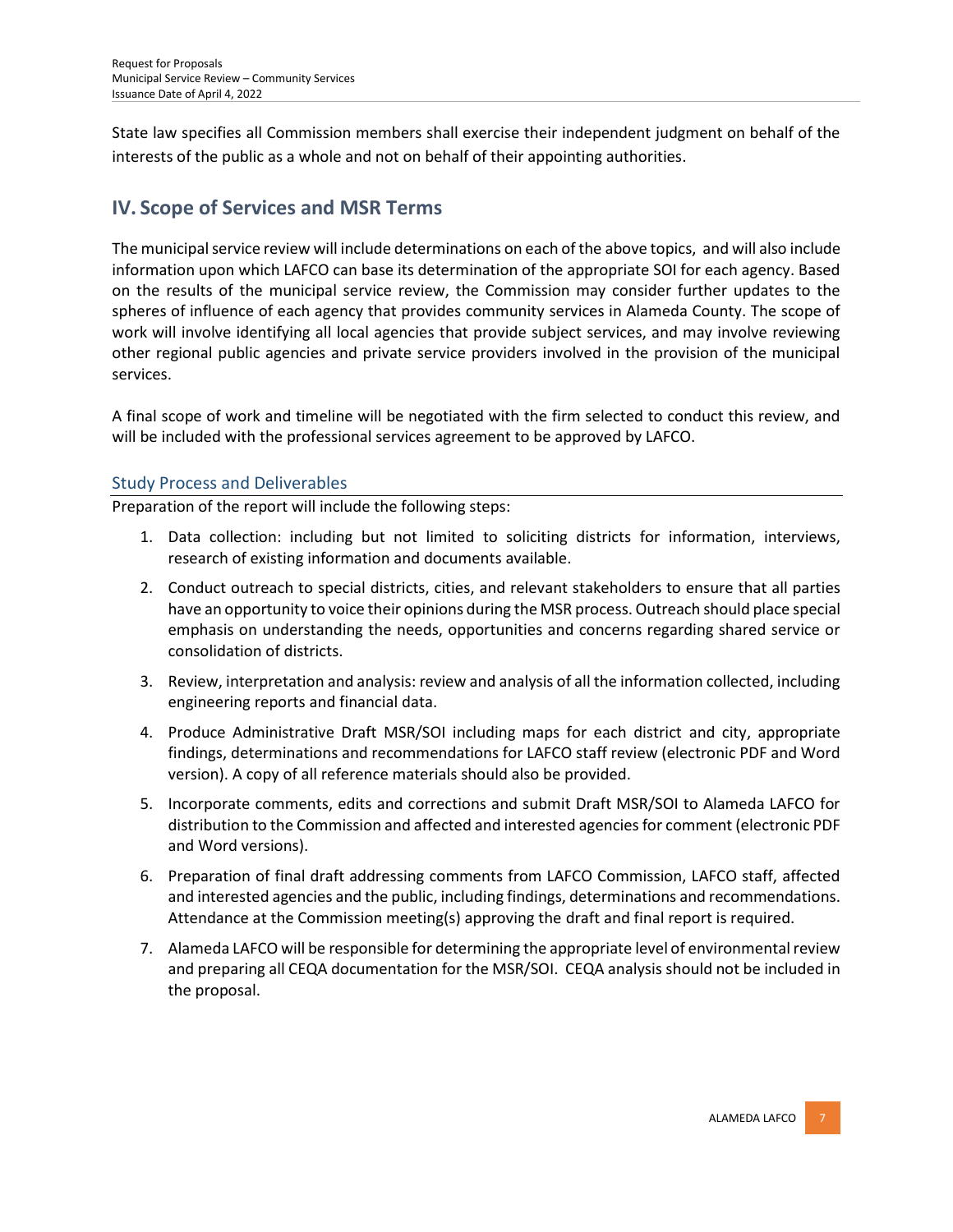State law specifies all Commission members shall exercise their independent judgment on behalf of the interests of the public as a whole and not on behalf of their appointing authorities.

## IV. Scope of Services and MSR Terms

The municipal service review will include determinations on each of the above topics, and will also include information upon which LAFCO can base its determination of the appropriate SOI for each agency. Based on the results of the municipal service review, the Commission may consider further updates to the spheres of influence of each agency that provides community services in Alameda County. The scope of work will involve identifying all local agencies that provide subject services, and may involve reviewing other regional public agencies and private service providers involved in the provision of the municipal services.

A final scope of work and timeline will be negotiated with the firm selected to conduct this review, and will be included with the professional services agreement to be approved by LAFCO.

### Study Process and Deliverables

Preparation of the report will include the following steps:

1. Data collection: including but not limited to soliciting districts for information, interviews, research of existing information and documents available.
2. Conduct outreach to special districts, cities, and relevant stakeholders to ensure that all parties have an opportunity to voice their opinions during the MSR process. Outreach should place special emphasis on understanding the needs, opportunities and concerns regarding shared service or consolidation of districts.
3. Review, interpretation and analysis: review and analysis of all the information collected, including engineering reports and financial data.
4. Produce Administrative Draft MSR/SOI including maps for each district and city, appropriate findings, determinations and recommendations for LAFCO staff review (electronic PDF and Word version). A copy of all reference materials should also be provided.
5. Incorporate comments, edits and corrections and submit Draft MSR/SOI to Alameda LAFCO for distribution to the Commission and affected and interested agencies for comment (electronic PDF and Word versions).
6. Preparation of final draft addressing comments from LAFCO Commission, LAFCO staff, affected and interested agencies and the public, including findings, determinations and recommendations. Attendance at the Commission meeting(s) approving the draft and final report is required.
7. Alameda LAFCO will be responsible for determining the appropriate level of environmental review and preparing all CEQA documentation for the MSR/SOI. CEQA analysis should not be included in the proposal.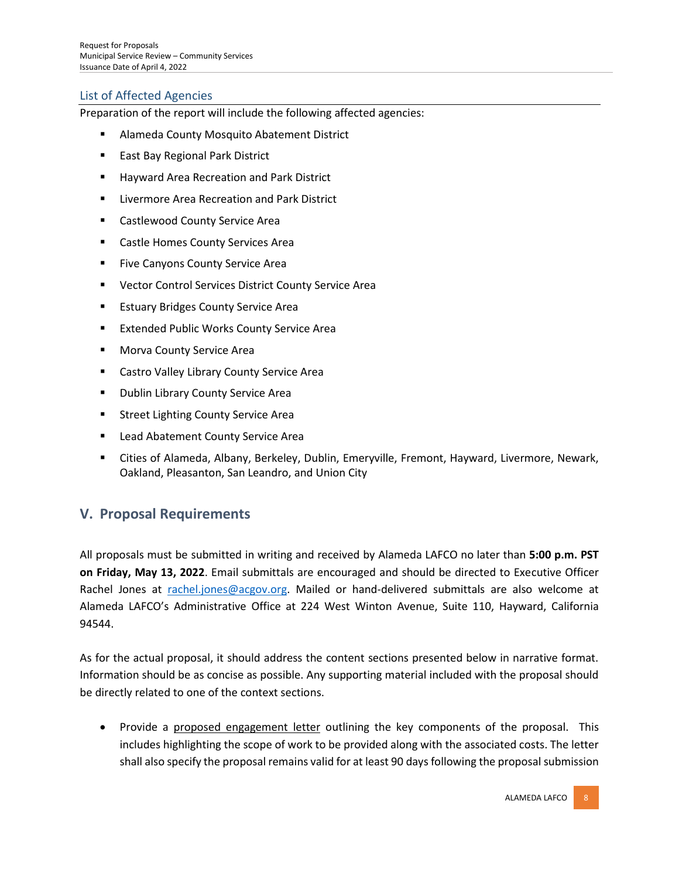### List of Affected Agencies

Preparation of the report will include the following affected agencies:

- Alameda County Mosquito Abatement District
- East Bay Regional Park District
- Hayward Area Recreation and Park District
- Livermore Area Recreation and Park District
- Castlewood County Service Area
- Castle Homes County Services Area
- Five Canyons County Service Area
- Vector Control Services District County Service Area
- Estuary Bridges County Service Area
- Extended Public Works County Service Area
- Morva County Service Area
- Castro Valley Library County Service Area
- Dublin Library County Service Area
- Street Lighting County Service Area
- Lead Abatement County Service Area
- Cities of Alameda, Albany, Berkeley, Dublin, Emeryville, Fremont, Hayward, Livermore, Newark, Oakland, Pleasanton, San Leandro, and Union City

## V. Proposal Requirements

All proposals must be submitted in writing and received by Alameda LAFCO no later than **5:00 p.m. PST on Friday, May 13, 2022**. Email submittals are encouraged and should be directed to Executive Officer Rachel Jones at rachel.jones@acgov.org. Mailed or hand-delivered submittals are also welcome at Alameda LAFCO's Administrative Office at 224 West Winton Avenue, Suite 110, Hayward, California 94544.

As for the actual proposal, it should address the content sections presented below in narrative format. Information should be as concise as possible. Any supporting material included with the proposal should be directly related to one of the context sections.

- Provide a proposed engagement letter outlining the key components of the proposal. This includes highlighting the scope of work to be provided along with the associated costs. The letter shall also specify the proposal remains valid for at least 90 days following the proposal submission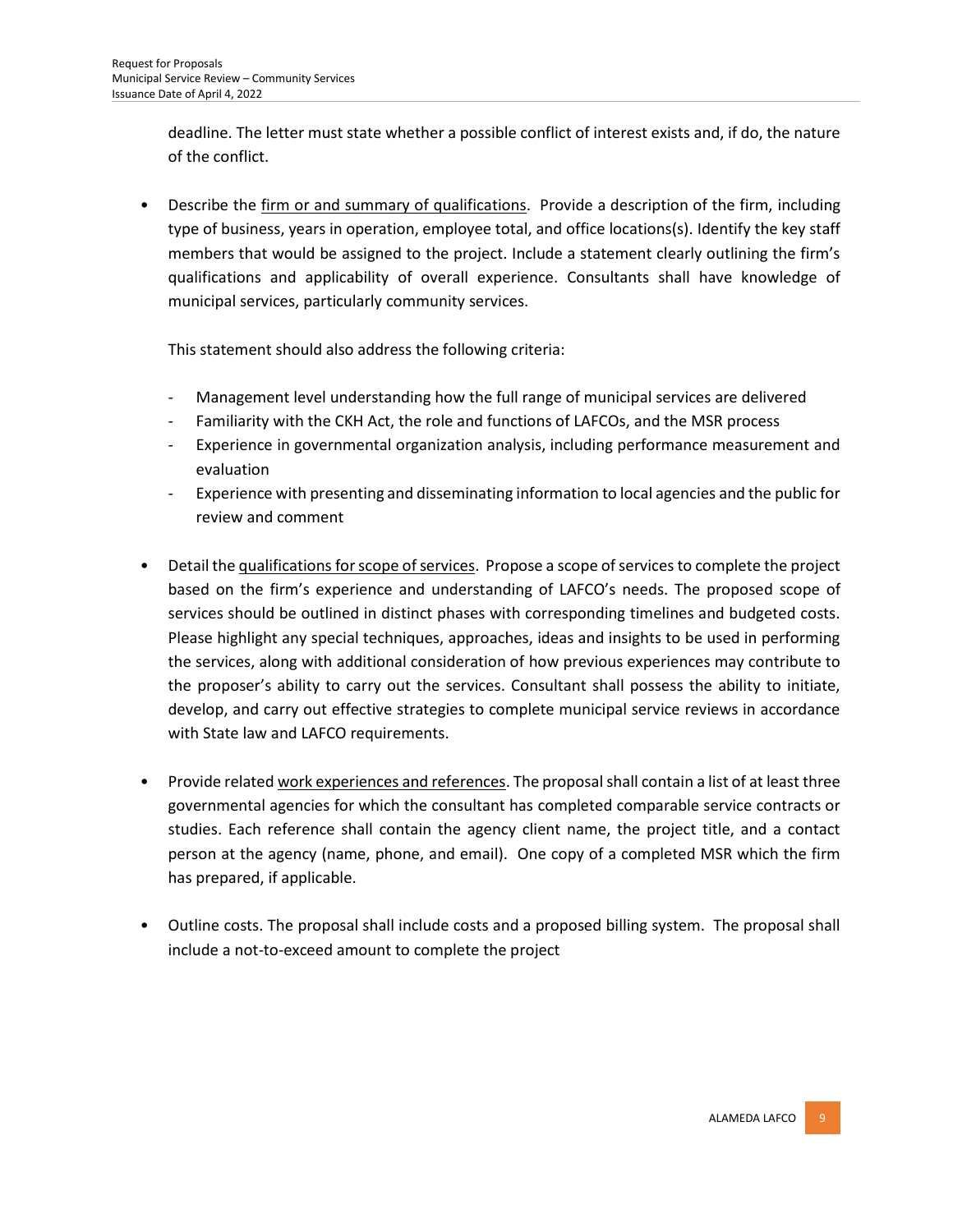deadline. The letter must state whether a possible conflict of interest exists and, if do, the nature of the conflict.

- Describe the firm or and summary of qualifications. Provide a description of the firm, including type of business, years in operation, employee total, and office locations(s). Identify the key staff members that would be assigned to the project. Include a statement clearly outlining the firm's qualifications and applicability of overall experience. Consultants shall have knowledge of municipal services, particularly community services.

  This statement should also address the following criteria:

  - Management level understanding how the full range of municipal services are delivered
  - Familiarity with the CKH Act, the role and functions of LAFCOs, and the MSR process
  - Experience in governmental organization analysis, including performance measurement and evaluation
  - Experience with presenting and disseminating information to local agencies and the public for review and comment

- Detail the qualifications for scope of services. Propose a scope of services to complete the project based on the firm's experience and understanding of LAFCO's needs. The proposed scope of services should be outlined in distinct phases with corresponding timelines and budgeted costs. Please highlight any special techniques, approaches, ideas and insights to be used in performing the services, along with additional consideration of how previous experiences may contribute to the proposer's ability to carry out the services. Consultant shall possess the ability to initiate, develop, and carry out effective strategies to complete municipal service reviews in accordance with State law and LAFCO requirements.

- Provide related work experiences and references. The proposal shall contain a list of at least three governmental agencies for which the consultant has completed comparable service contracts or studies. Each reference shall contain the agency client name, the project title, and a contact person at the agency (name, phone, and email). One copy of a completed MSR which the firm has prepared, if applicable.

- Outline costs. The proposal shall include costs and a proposed billing system. The proposal shall include a not-to-exceed amount to complete the project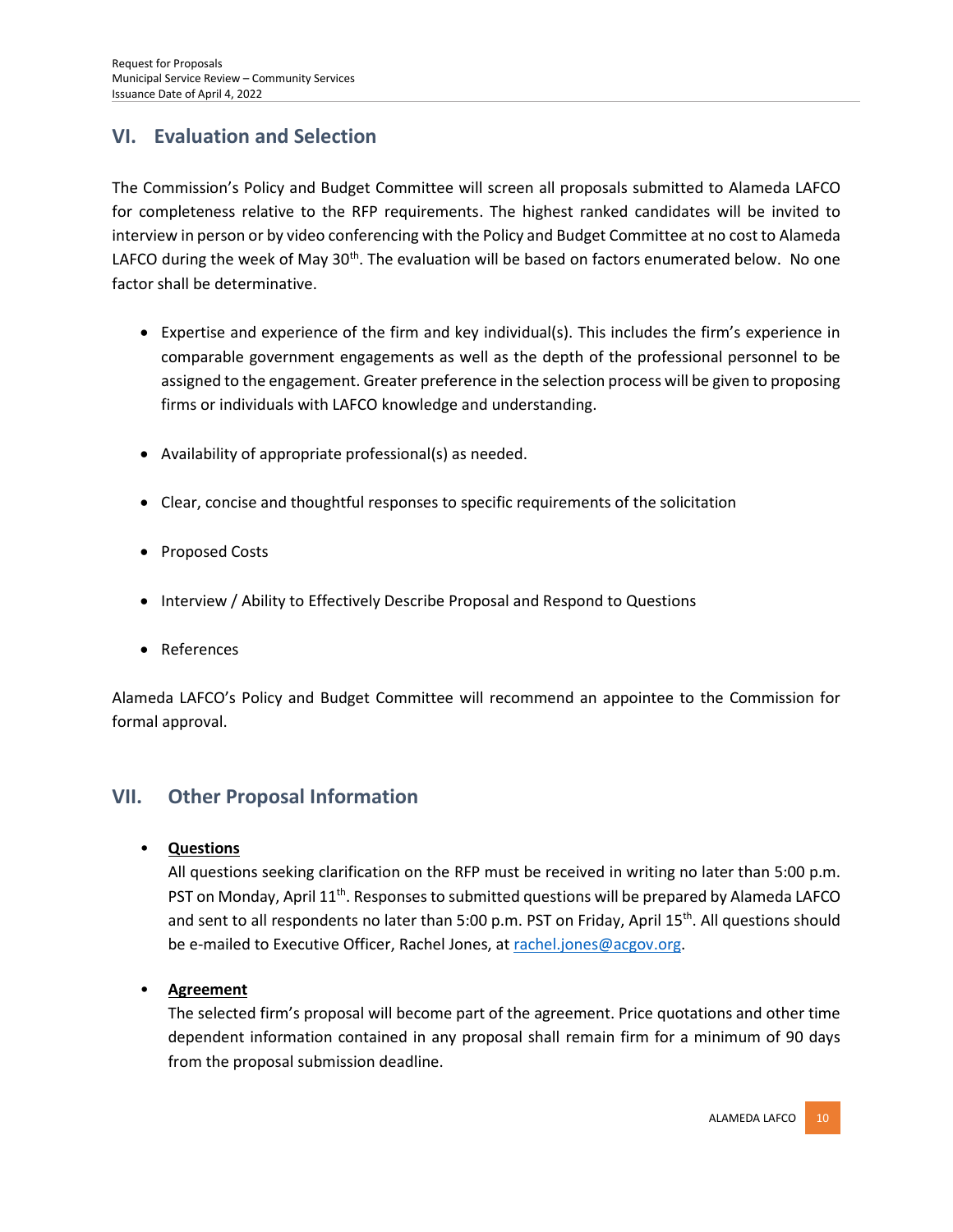## VI. Evaluation and Selection

The Commission's Policy and Budget Committee will screen all proposals submitted to Alameda LAFCO for completeness relative to the RFP requirements. The highest ranked candidates will be invited to interview in person or by video conferencing with the Policy and Budget Committee at no cost to Alameda LAFCO during the week of May 30th. The evaluation will be based on factors enumerated below. No one factor shall be determinative.

- Expertise and experience of the firm and key individual(s). This includes the firm's experience in comparable government engagements as well as the depth of the professional personnel to be assigned to the engagement. Greater preference in the selection process will be given to proposing firms or individuals with LAFCO knowledge and understanding.
- Availability of appropriate professional(s) as needed.
- Clear, concise and thoughtful responses to specific requirements of the solicitation
- Proposed Costs
- Interview / Ability to Effectively Describe Proposal and Respond to Questions
- References

Alameda LAFCO's Policy and Budget Committee will recommend an appointee to the Commission for formal approval.

## VII. Other Proposal Information

- **Questions**
  All questions seeking clarification on the RFP must be received in writing no later than 5:00 p.m. PST on Monday, April 11th. Responses to submitted questions will be prepared by Alameda LAFCO and sent to all respondents no later than 5:00 p.m. PST on Friday, April 15th. All questions should be e-mailed to Executive Officer, Rachel Jones, at rachel.jones@acgov.org.

- **Agreement**
  The selected firm's proposal will become part of the agreement. Price quotations and other time dependent information contained in any proposal shall remain firm for a minimum of 90 days from the proposal submission deadline.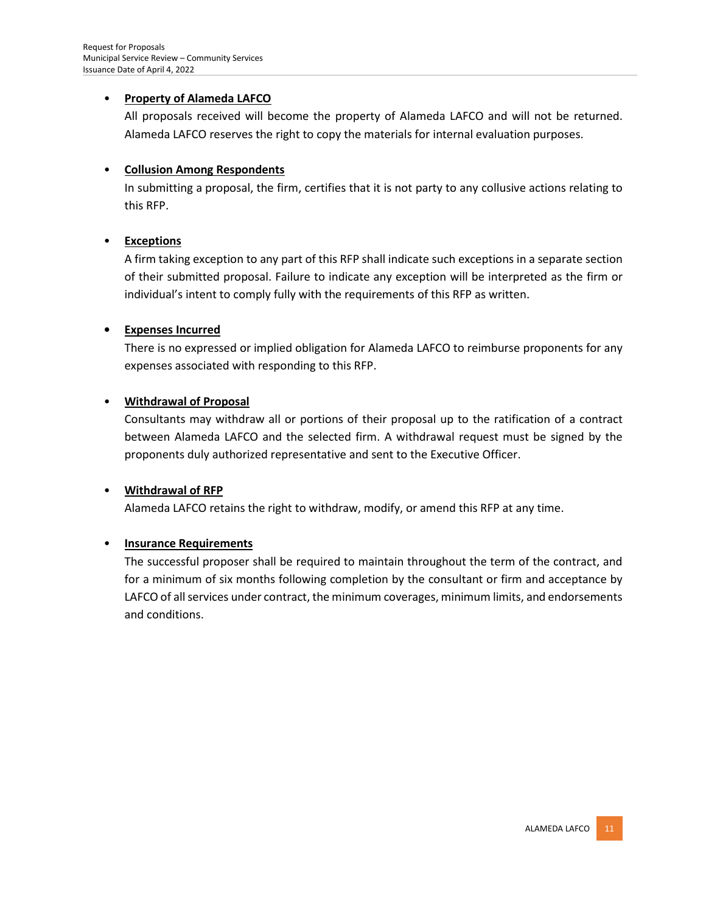- **Property of Alameda LAFCO**

  All proposals received will become the property of Alameda LAFCO and will not be returned. Alameda LAFCO reserves the right to copy the materials for internal evaluation purposes.

- **Collusion Among Respondents**

  In submitting a proposal, the firm, certifies that it is not party to any collusive actions relating to this RFP.

- **Exceptions**

  A firm taking exception to any part of this RFP shall indicate such exceptions in a separate section of their submitted proposal. Failure to indicate any exception will be interpreted as the firm or individual's intent to comply fully with the requirements of this RFP as written.

- **Expenses Incurred**

  There is no expressed or implied obligation for Alameda LAFCO to reimburse proponents for any expenses associated with responding to this RFP.

- **Withdrawal of Proposal**

  Consultants may withdraw all or portions of their proposal up to the ratification of a contract between Alameda LAFCO and the selected firm. A withdrawal request must be signed by the proponents duly authorized representative and sent to the Executive Officer.

- **Withdrawal of RFP**

  Alameda LAFCO retains the right to withdraw, modify, or amend this RFP at any time.

- **Insurance Requirements**

  The successful proposer shall be required to maintain throughout the term of the contract, and for a minimum of six months following completion by the consultant or firm and acceptance by LAFCO of all services under contract, the minimum coverages, minimum limits, and endorsements and conditions.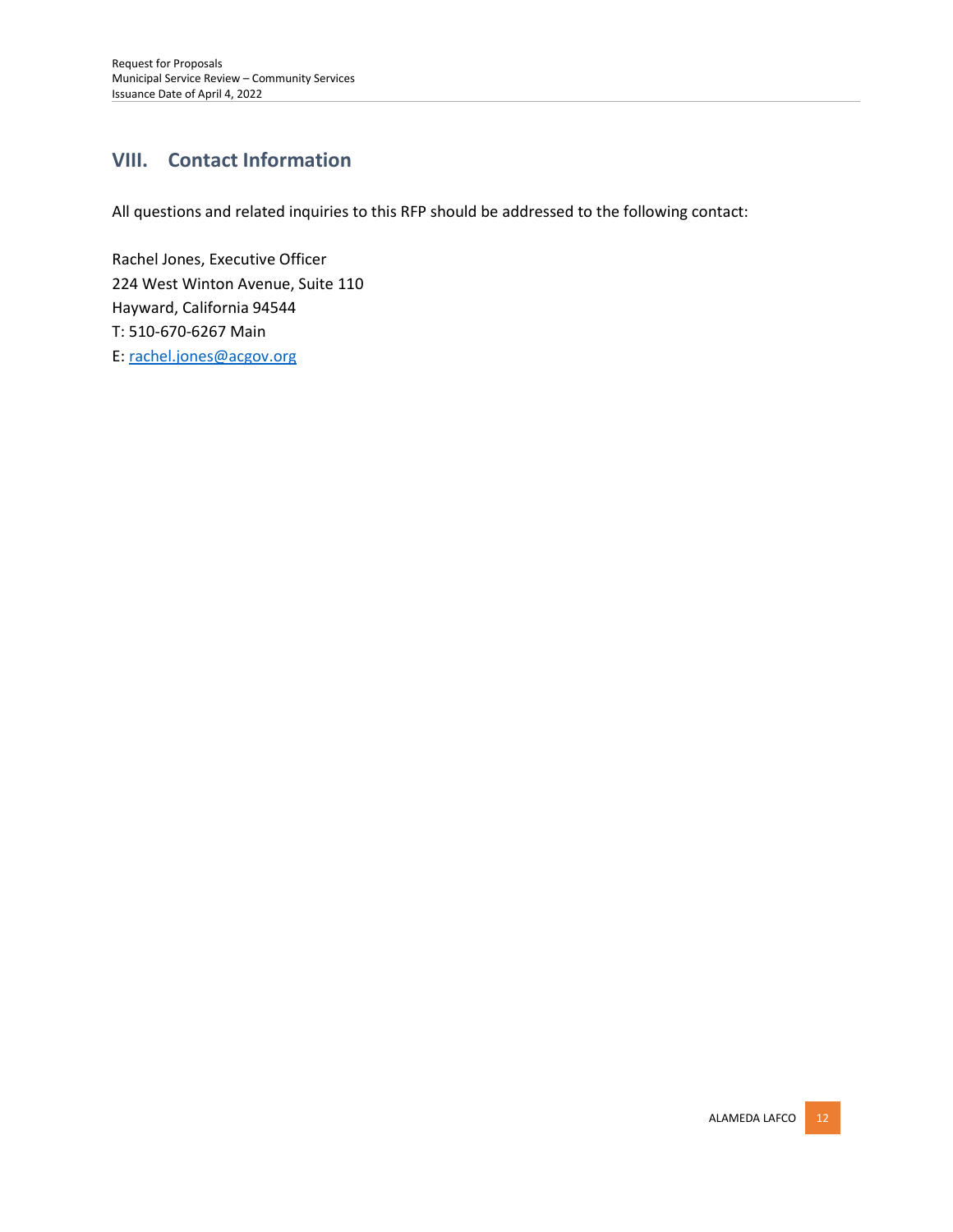## VIII. Contact Information

All questions and related inquiries to this RFP should be addressed to the following contact:

Rachel Jones, Executive Officer
224 West Winton Avenue, Suite 110
Hayward, California 94544
T: 510-670-6267 Main
E: rachel.jones@acgov.org